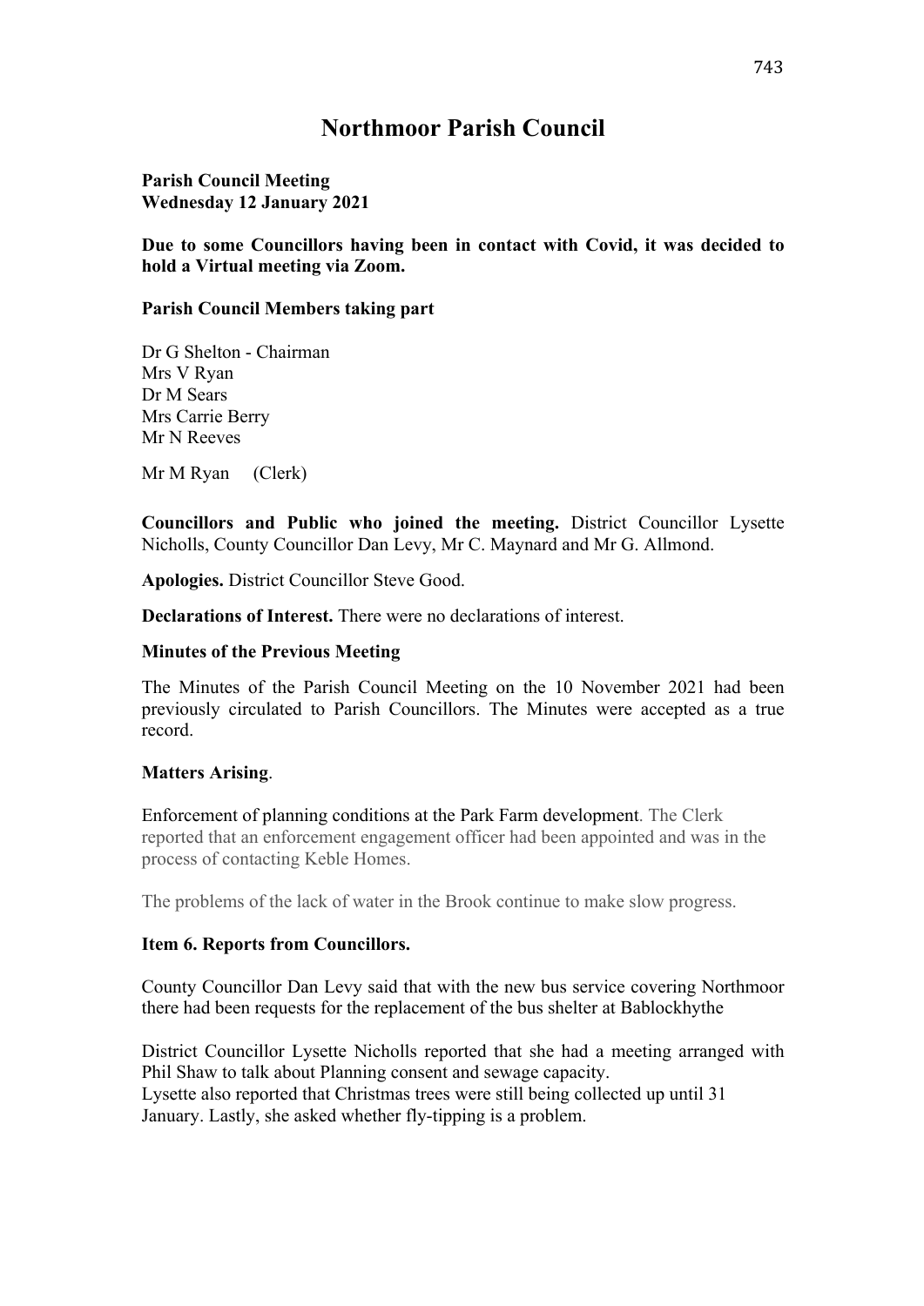# Northmoor Parish Council

**Parish Council Meeting**
**Wednesday 12 January 2021**

**Due to some Councillors having been in contact with Covid, it was decided to hold a Virtual meeting via Zoom.**

**Parish Council Members taking part**

Dr G Shelton - Chairman
Mrs V Ryan
Dr M Sears
Mrs Carrie Berry
Mr N Reeves

Mr M Ryan (Clerk)

**Councillors and Public who joined the meeting.** District Councillor Lysette Nicholls, County Councillor Dan Levy, Mr C. Maynard and Mr G. Allmond.

**Apologies.** District Councillor Steve Good.

**Declarations of Interest.** There were no declarations of interest.

**Minutes of the Previous Meeting**

The Minutes of the Parish Council Meeting on the 10 November 2021 had been previously circulated to Parish Councillors. The Minutes were accepted as a true record.

**Matters Arising**.

Enforcement of planning conditions at the Park Farm development. The Clerk reported that an enforcement engagement officer had been appointed and was in the process of contacting Keble Homes.

The problems of the lack of water in the Brook continue to make slow progress.

**Item 6. Reports from Councillors.**

County Councillor Dan Levy said that with the new bus service covering Northmoor there had been requests for the replacement of the bus shelter at Bablockhythe

District Councillor Lysette Nicholls reported that she had a meeting arranged with Phil Shaw to talk about Planning consent and sewage capacity.
Lysette also reported that Christmas trees were still being collected up until 31 January. Lastly, she asked whether fly-tipping is a problem.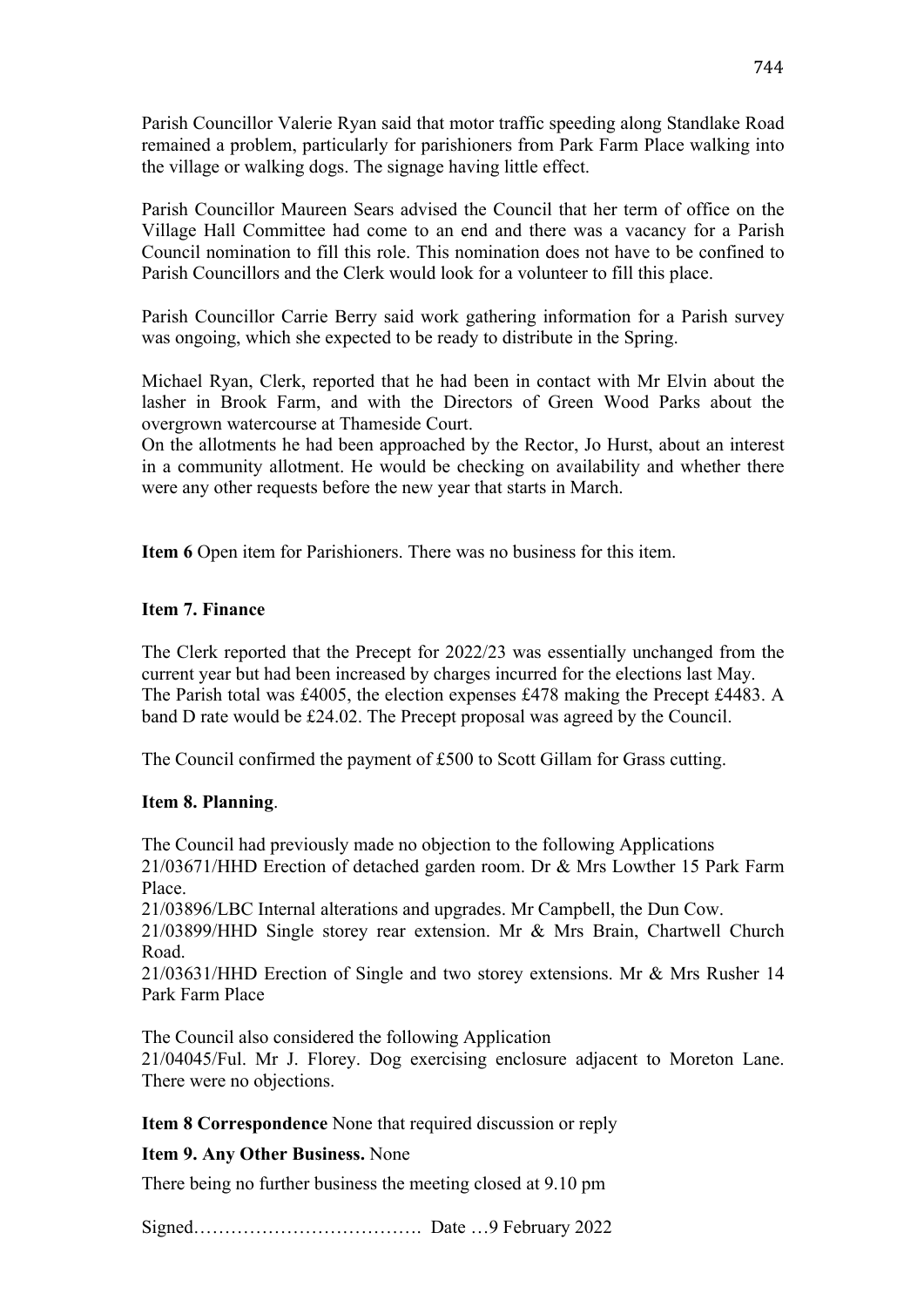Parish Councillor Valerie Ryan said that motor traffic speeding along Standlake Road remained a problem, particularly for parishioners from Park Farm Place walking into the village or walking dogs. The signage having little effect.

Parish Councillor Maureen Sears advised the Council that her term of office on the Village Hall Committee had come to an end and there was a vacancy for a Parish Council nomination to fill this role. This nomination does not have to be confined to Parish Councillors and the Clerk would look for a volunteer to fill this place.

Parish Councillor Carrie Berry said work gathering information for a Parish survey was ongoing, which she expected to be ready to distribute in the Spring.

Michael Ryan, Clerk, reported that he had been in contact with Mr Elvin about the lasher in Brook Farm, and with the Directors of Green Wood Parks about the overgrown watercourse at Thameside Court.
On the allotments he had been approached by the Rector, Jo Hurst, about an interest in a community allotment. He would be checking on availability and whether there were any other requests before the new year that starts in March.

**Item 6** Open item for Parishioners. There was no business for this item.

**Item 7. Finance**

The Clerk reported that the Precept for 2022/23 was essentially unchanged from the current year but had been increased by charges incurred for the elections last May.
The Parish total was £4005, the election expenses £478 making the Precept £4483. A band D rate would be £24.02. The Precept proposal was agreed by the Council.

The Council confirmed the payment of £500 to Scott Gillam for Grass cutting.

**Item 8. Planning**.

The Council had previously made no objection to the following Applications
21/03671/HHD Erection of detached garden room. Dr & Mrs Lowther 15 Park Farm Place.
21/03896/LBC Internal alterations and upgrades. Mr Campbell, the Dun Cow.
21/03899/HHD Single storey rear extension. Mr & Mrs Brain, Chartwell Church Road.
21/03631/HHD Erection of Single and two storey extensions. Mr & Mrs Rusher 14 Park Farm Place

The Council also considered the following Application
21/04045/Ful. Mr J. Florey. Dog exercising enclosure adjacent to Moreton Lane. There were no objections.

**Item 8 Correspondence** None that required discussion or reply

**Item 9. Any Other Business.** None

There being no further business the meeting closed at 9.10 pm

Signed………………………………. Date …9 February 2022